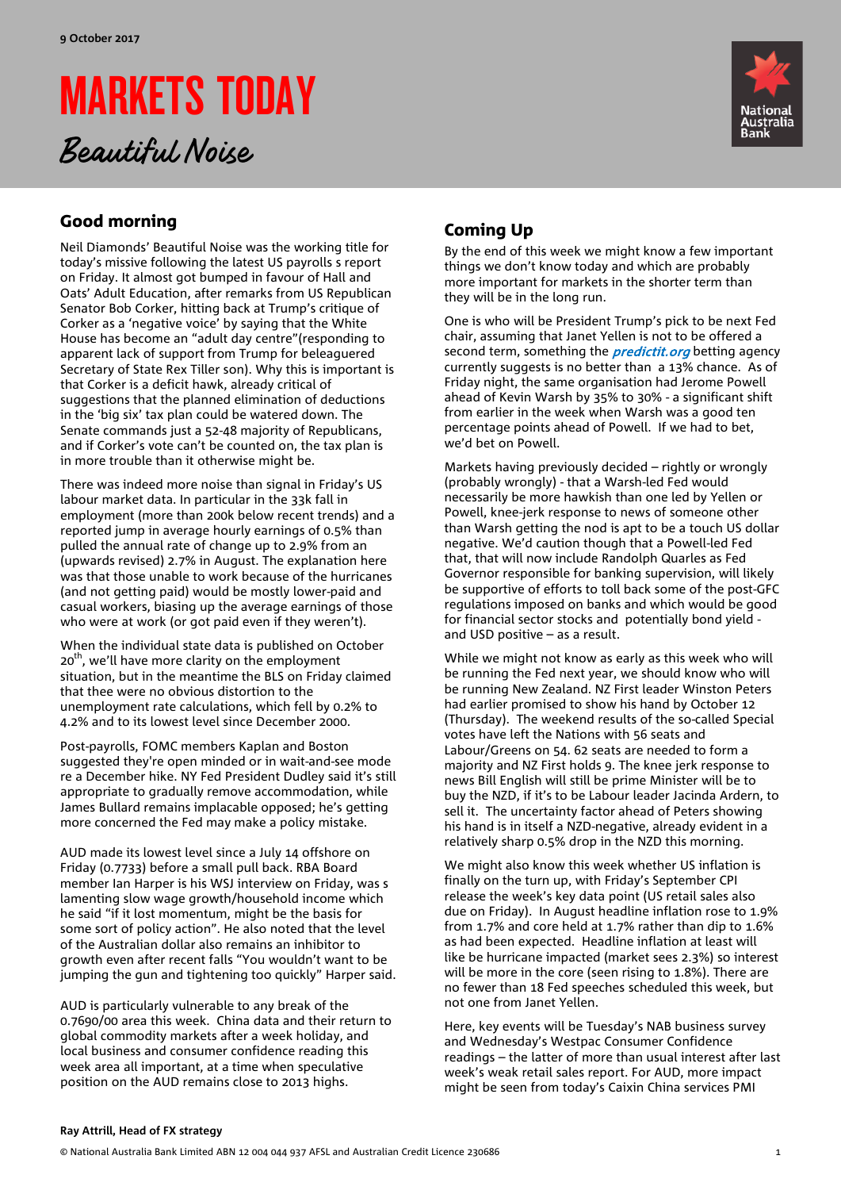9 October 2017

# MARKETS TODAY

*Beautiful Noise*

## Good morning

Neil Diamonds' Beautiful Noise was the working title for today's missive following the latest US payrolls s report on Friday. It almost got bumped in favour of Hall and Oats' Adult Education, after remarks from US Republican Senator Bob Corker, hitting back at Trump's critique of Corker as a 'negative voice' by saying that the White House has become an "adult day centre"(responding to apparent lack of support from Trump for beleaguered Secretary of State Rex Tiller son). Why this is important is that Corker is a deficit hawk, already critical of suggestions that the planned elimination of deductions in the 'big six' tax plan could be watered down. The Senate commands just a 52-48 majority of Republicans, and if Corker's vote can't be counted on, the tax plan is in more trouble than it otherwise might be.

There was indeed more noise than signal in Friday's US labour market data. In particular in the 33k fall in employment (more than 200k below recent trends) and a reported jump in average hourly earnings of 0.5% than pulled the annual rate of change up to 2.9% from an (upwards revised) 2.7% in August. The explanation here was that those unable to work because of the hurricanes (and not getting paid) would be mostly lower-paid and casual workers, biasing up the average earnings of those who were at work (or got paid even if they weren't).

When the individual state data is published on October 20th, we'll have more clarity on the employment situation, but in the meantime the BLS on Friday claimed that there were no obvious distortion to the unemployment rate calculations, which fell by 0.2% to 4.2% and to its lowest level since December 2000.

Post-payrolls, FOMC members Kaplan and Boston suggested they're open minded or in wait-and-see mode re a December hike. NY Fed President Dudley said it's still appropriate to gradually remove accommodation, while James Bullard remains implacable opposed; he's getting more concerned the Fed may make a policy mistake.

AUD made its lowest level since a July 14 offshore on Friday (0.7733) before a small pull back. RBA Board member Ian Harper is his WSJ interview on Friday, was s lamenting slow wage growth/household income which he said "if it lost momentum, might be the basis for some sort of policy action". He also noted that the level of the Australian dollar also remains an inhibitor to growth even after recent falls "You wouldn't want to be jumping the gun and tightening too quickly" Harper said.

AUD is particularly vulnerable to any break of the 0.7690/00 area this week. China data and their return to global commodity markets after a week holiday, and local business and consumer confidence reading this week area all important, at a time when speculative position on the AUD remains close to 2013 highs.

## Coming Up

By the end of this week we might know a few important things we don't know today and which are probably more important for markets in the shorter term than they will be in the long run.

One is who will be President Trump's pick to be next Fed chair, assuming that Janet Yellen is not to be offered a second term, something the ***predictit.org*** betting agency currently suggests is no better than a 13% chance. As of Friday night, the same organisation had Jerome Powell ahead of Kevin Warsh by 35% to 30% - a significant shift from earlier in the week when Warsh was a good ten percentage points ahead of Powell. If we had to bet, we'd bet on Powell.

Markets having previously decided – rightly or wrongly (probably wrongly) - that a Warsh-led Fed would necessarily be more hawkish than one led by Yellen or Powell, knee-jerk response to news of someone other than Warsh getting the nod is apt to be a touch US dollar negative. We'd caution though that a Powell-led Fed that, that will now include Randolph Quarles as Fed Governor responsible for banking supervision, will likely be supportive of efforts to toll back some of the post-GFC regulations imposed on banks and which would be good for financial sector stocks and potentially bond yield - and USD positive – as a result.

While we might not know as early as this week who will be running the Fed next year, we should know who will be running New Zealand. NZ First leader Winston Peters had earlier promised to show his hand by October 12 (Thursday). The weekend results of the so-called Special votes have left the Nations with 56 seats and Labour/Greens on 54. 62 seats are needed to form a majority and NZ First holds 9. The knee jerk response to news Bill English will still be prime Minister will be to buy the NZD, if it's to be Labour leader Jacinda Ardern, to sell it. The uncertainty factor ahead of Peters showing his hand is in itself a NZD-negative, already evident in a relatively sharp 0.5% drop in the NZD this morning.

We might also know this week whether US inflation is finally on the turn up, with Friday's September CPI release the week's key data point (US retail sales also due on Friday). In August headline inflation rose to 1.9% from 1.7% and core held at 1.7% rather than dip to 1.6% as had been expected. Headline inflation at least will like be hurricane impacted (market sees 2.3%) so interest will be more in the core (seen rising to 1.8%). There are no fewer than 18 Fed speeches scheduled this week, but not one from Janet Yellen.

Here, key events will be Tuesday's NAB business survey and Wednesday's Westpac Consumer Confidence readings – the latter of more than usual interest after last week's weak retail sales report. For AUD, more impact might be seen from today's Caixin China services PMI

**Ray Attrill, Head of FX strategy**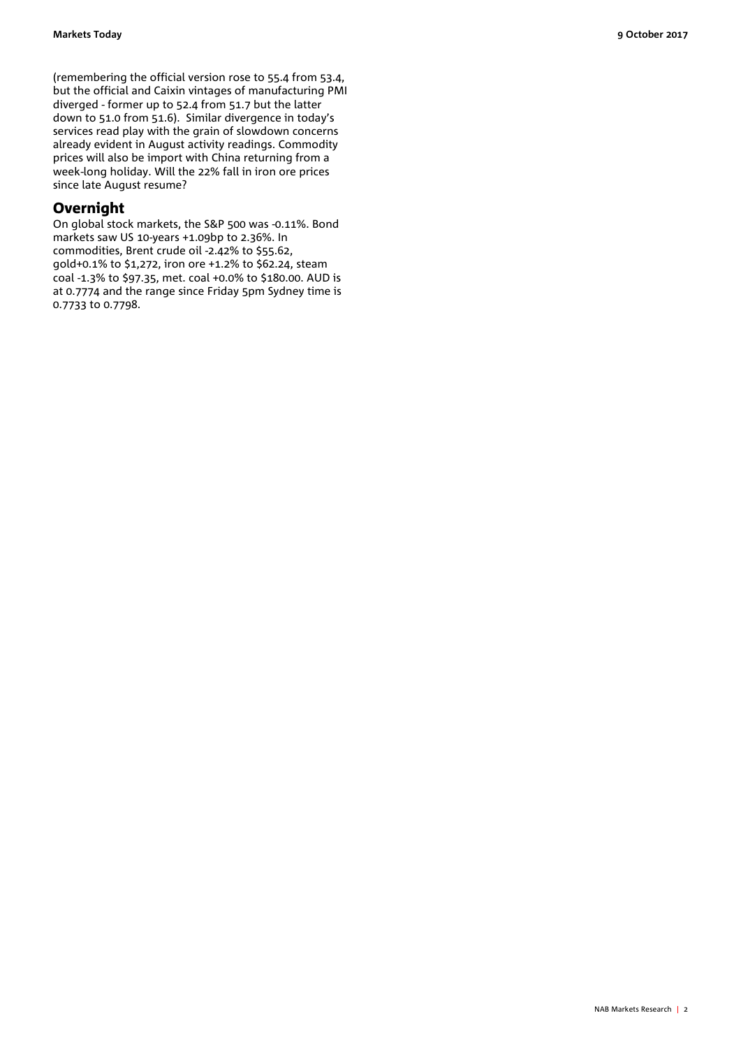(remembering the official version rose to 55.4 from 53.4, but the official and Caixin vintages of manufacturing PMI diverged - former up to 52.4 from 51.7 but the latter down to 51.0 from 51.6). Similar divergence in today's services read play with the grain of slowdown concerns already evident in August activity readings. Commodity prices will also be import with China returning from a week-long holiday. Will the 22% fall in iron ore prices since late August resume?

## Overnight

On global stock markets, the S&P 500 was -0.11%. Bond markets saw US 10-years +1.09bp to 2.36%. In commodities, Brent crude oil -2.42% to $55.62, gold+0.1% to $1,272, iron ore +1.2% to $62.24, steam coal -1.3% to $97.35, met. coal +0.0% to $180.00. AUD is at 0.7774 and the range since Friday 5pm Sydney time is 0.7733 to 0.7798.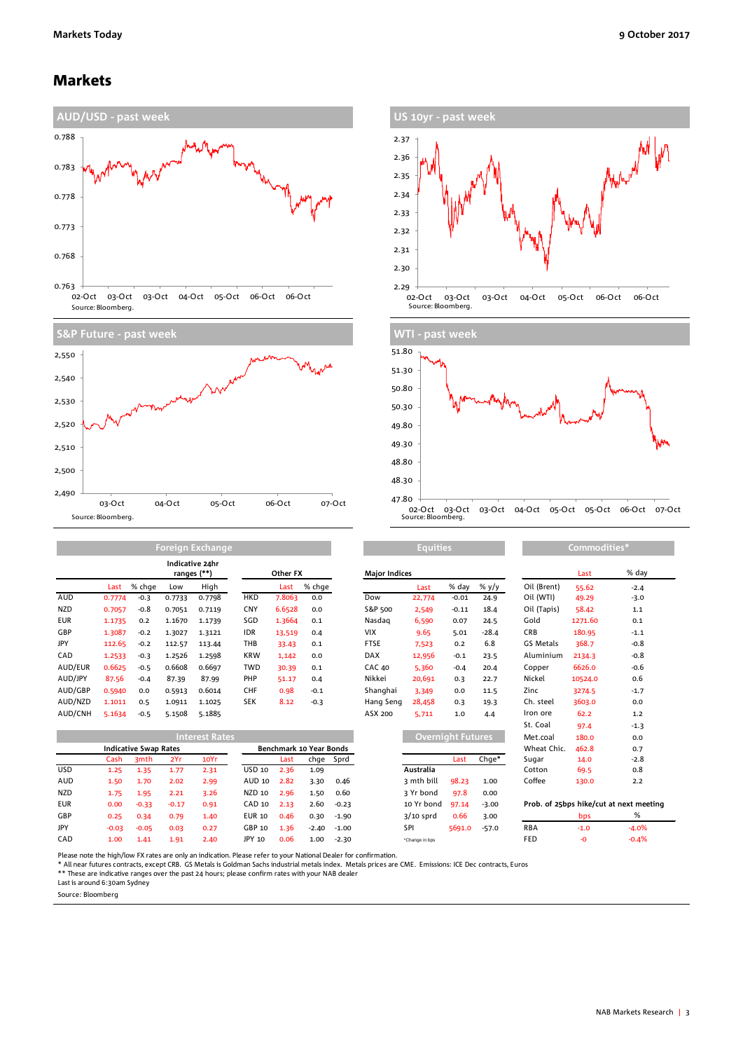# Markets

## AUD/USD - past week

Source: Bloomberg.

## US 10yr - past week

Source: Bloomberg.

## S&P Future - past week

Source: Bloomberg.

## WTI - past week

Source: Bloomberg.

## Foreign Exchange

| | | | Indicative 24hr ranges (**) | | | Other FX | | |
|---|---|---|---|---|---|---|---|---|
| | Last | % chge | Low | High | | | Last | % chge |
| AUD | 0.7774 | -0.3 | 0.7733 | 0.7798 | | HKD | 7.8063 | 0.0 |
| NZD | 0.7057 | -0.8 | 0.7051 | 0.7119 | | CNY | 6.6528 | 0.0 |
| EUR | 1.1735 | 0.2 | 1.1670 | 1.1739 | | SGD | 1.3664 | 0.1 |
| GBP | 1.3087 | -0.2 | 1.3027 | 1.3121 | | IDR | 13,519 | 0.4 |
| JPY | 112.65 | -0.2 | 112.57 | 113.44 | | THB | 33.43 | 0.1 |
| CAD | 1.2533 | -0.3 | 1.2526 | 1.2598 | | KRW | 1,142 | 0.0 |
| AUD/EUR | 0.6625 | -0.5 | 0.6608 | 0.6697 | | TWD | 30.39 | 0.1 |
| AUD/JPY | 87.56 | -0.4 | 87.39 | 87.99 | | PHP | 51.17 | 0.4 |
| AUD/GBP | 0.5940 | 0.0 | 0.5913 | 0.6014 | | CHF | 0.98 | -0.1 |
| AUD/NZD | 1.1011 | 0.5 | 1.0911 | 1.1025 | | SEK | 8.12 | -0.3 |
| AUD/CNH | 5.1634 | -0.5 | 5.1508 | 5.1885 | | | | |

## Equities

| Major Indices | Last | % day | % y/y |
|---|---|---|---|
| Dow | 22,774 | -0.01 | 24.9 |
| S&P 500 | 2,549 | -0.11 | 18.4 |
| Nasdaq | 6,590 | 0.07 | 24.5 |
| VIX | 9.65 | 5.01 | -28.4 |
| FTSE | 7,523 | 0.2 | 6.8 |
| DAX | 12,956 | -0.1 | 23.5 |
| CAC 40 | 5,360 | -0.4 | 20.4 |
| Nikkei | 20,691 | 0.3 | 22.7 |
| Shanghai | 3,349 | 0.0 | 11.5 |
| Hang Seng | 28,458 | 0.3 | 19.3 |
| ASX 200 | 5,711 | 1.0 | 4.4 |

## Commodities*

| | Last | % day |
|---|---|---|
| Oil (Brent) | 55.62 | -2.4 |
| Oil (WTI) | 49.29 | -3.0 |
| Oil (Tapis) | 58.42 | 1.1 |
| Gold | 1271.60 | 0.1 |
| CRB | 180.95 | -1.1 |
| GS Metals | 368.7 | -0.8 |
| Aluminium | 2134.3 | -0.8 |
| Copper | 6626.0 | -0.6 |
| Nickel | 10524.0 | 0.6 |
| Zinc | 3274.5 | -1.7 |
| Ch. steel | 3603.0 | 0.0 |
| Iron ore | 62.2 | 1.2 |
| St. Coal | 97.4 | -1.3 |
| Met.coal | 180.0 | 0.0 |
| Wheat Chic. | 462.8 | 0.7 |
| Sugar | 14.0 | -2.8 |
| Cotton | 69.5 | 0.8 |
| Coffee | 130.0 | 2.2 |

## Interest Rates

| Indicative Swap Rates | Cash | 3mth | 2Yr | 10Yr | Benchmark 10 Year Bonds | Last | chge | Sprd |
|---|---|---|---|---|---|---|---|---|
| USD | 1.25 | 1.35 | 1.77 | 2.31 | USD 10 | 2.36 | 1.09 | |
| AUD | 1.50 | 1.70 | 2.02 | 2.99 | AUD 10 | 2.82 | 3.30 | 0.46 |
| NZD | 1.75 | 1.95 | 2.21 | 3.26 | NZD 10 | 2.96 | 1.50 | 0.60 |
| EUR | 0.00 | -0.33 | -0.17 | 0.91 | CAD 10 | 2.13 | 2.60 | -0.23 |
| GBP | 0.25 | 0.34 | 0.79 | 1.40 | EUR 10 | 0.46 | 0.30 | -1.90 |
| JPY | -0.03 | -0.05 | 0.03 | 0.27 | GBP 10 | 1.36 | -2.40 | -1.00 |
| CAD | 1.00 | 1.41 | 1.91 | 2.40 | JPY 10 | 0.06 | 1.00 | -2.30 |

## Overnight Futures

| | Last | Chge* |
|---|---|---|
| **Australia** | | |
| 3 mth bill | 98.23 | 1.00 |
| 3 Yr bond | 97.8 | 0.00 |
| 10 Yr bond | 97.14 | -3.00 |
| 3/10 sprd | 0.66 | 3.00 |
| SPI | 5691.0 | -57.0 |

*Change in bps

## Prob. of 25bps hike/cut at next meeting

| | bps | % |
|---|---|---|
| RBA | -1.0 | -4.0% |
| FED | -0 | -0.4% |

Please note the high/low FX rates are only an indication. Please refer to your National Dealer for confirmation.
* All near futures contracts, except CRB. GS Metals is Goldman Sachs industrial metals index. Metals prices are CME. Emissions: ICE Dec contracts, Euros
** These are indicative ranges over the past 24 hours; please confirm rates with your NAB dealer
Last is around 6:30am Sydney
Source: Bloomberg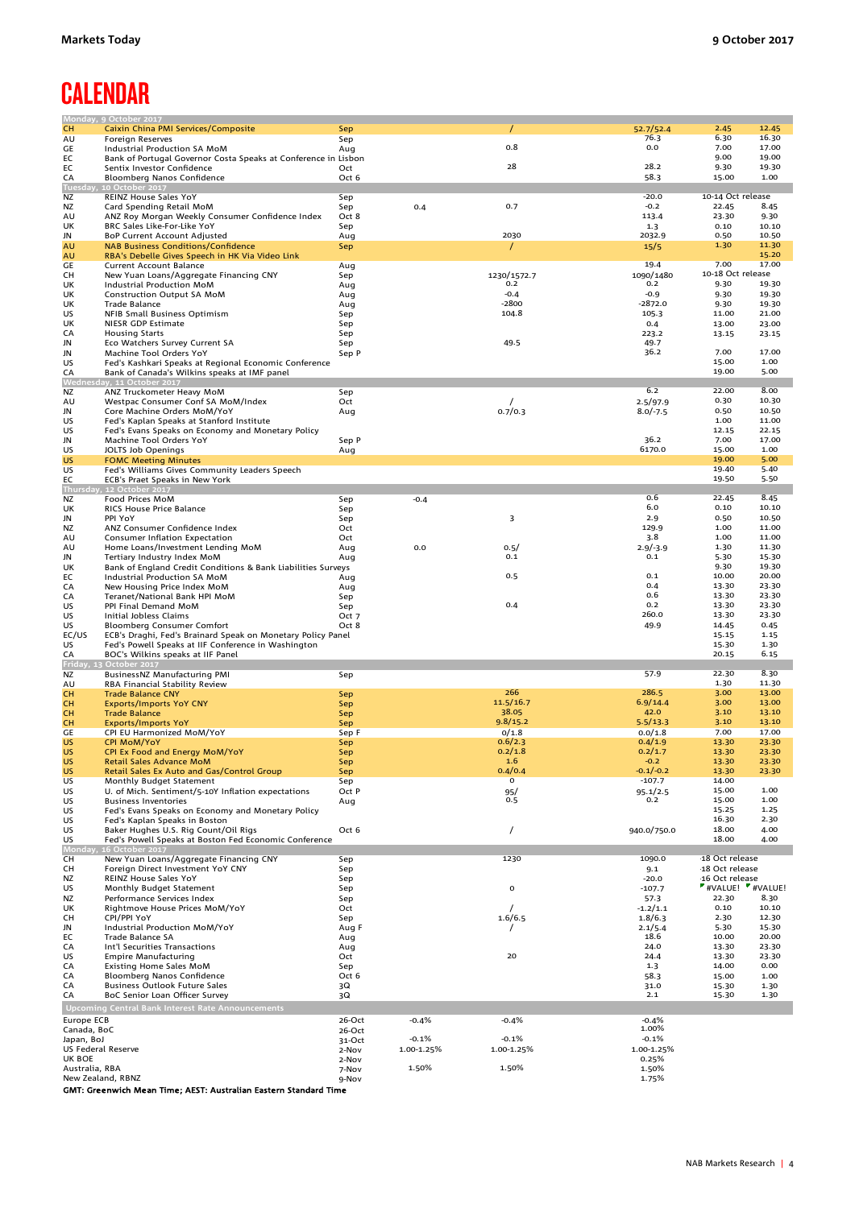# CALENDAR

| Country | Economic Indicator | Period | Forecast | Consensus | Actual | Previous | GMT | AEST |
|---|---|---|---|---|---|---|---|---|
| **Monday, 9 October 2017** | | | | | | | | |
| CH | Caixin China PMI Services/Composite | Sep | | / | | 52.7/52.4 | 2.45 | 12.45 |
| AU | Foreign Reserves | Sep | | | | 76.3 | 6.30 | 16.30 |
| GE | Industrial Production SA MoM | Aug | | 0.8 | | 0.0 | 7.00 | 17.00 |
| EC | Bank of Portugal Governor Costa Speaks at Conference in Lisbon | | | | | | 9.00 | 19.00 |
| EC | Sentix Investor Confidence | Oct | | 28 | | 28.2 | 9.30 | 19.30 |
| CA | Bloomberg Nanos Confidence | Oct 6 | | | | 58.3 | 15.00 | 1.00 |
| **Tuesday, 10 October 2017** | | | | | | | | |
| NZ | REINZ House Sales YoY | Sep | | | | -20.0 | 10-14 Oct release | |
| NZ | Card Spending Retail MoM | Sep | 0.4 | 0.7 | | -0.2 | 22.45 | 8.45 |
| AU | ANZ Roy Morgan Weekly Consumer Confidence Index | Oct 8 | | | | 113.4 | 23.30 | 9.30 |
| UK | BRC Sales Like-For-Like YoY | Sep | | | | 1.3 | 0.10 | 10.10 |
| JN | BoP Current Account Adjusted | Aug | | 2030 | | 2032.9 | 0.50 | 10.50 |
| AU | NAB Business Conditions/Confidence | Sep | | / | | 15/5 | 1.30 | 11.30 |
| AU | RBA's Debelle Gives Speech in HK Via Video Link | | | | | | | 15.20 |
| GE | Current Account Balance | Aug | | | | 19.4 | 7.00 | 17.00 |
| CH | New Yuan Loans/Aggregate Financing CNY | Sep | | 1230/1572.7 | | 1090/1480 | 10-18 Oct release | |
| UK | Industrial Production MoM | Aug | | 0.2 | | 0.2 | 9.30 | 19.30 |
| UK | Construction Output SA MoM | Aug | | -0.4 | | -0.9 | 9.30 | 19.30 |
| UK | Trade Balance | Aug | | -2800 | | -2872.0 | 9.30 | 19.30 |
| US | NFIB Small Business Optimism | Sep | | 104.8 | | 105.3 | 11.00 | 21.00 |
| UK | NIESR GDP Estimate | Sep | | | | 0.4 | 13.00 | 23.00 |
| CA | Housing Starts | Sep | | | | 223.2 | 13.15 | 23.15 |
| JN | Eco Watchers Survey Current SA | Sep | | 49.5 | | 49.7 | | |
| JN | Machine Tool Orders YoY | Sep P | | | | 36.2 | 7.00 | 17.00 |
| US | Fed's Kashkari Speaks at Regional Economic Conference | | | | | | 15.00 | 1.00 |
| CA | Bank of Canada's Wilkins speaks at IMF panel | | | | | | 19.00 | 5.00 |
| **Wednesday, 11 October 2017** | | | | | | | | |
| NZ | ANZ Truckometer Heavy MoM | Sep | | | | 6.2 | 22.00 | 8.00 |
| AU | Westpac Consumer Conf SA MoM/Index | Oct | | / | | 2.5/97.9 | 0.30 | 10.30 |
| JN | Core Machine Orders MoM/YoY | Aug | | 0.7/0.3 | | 8.0/-7.5 | 0.50 | 10.50 |
| US | Fed's Kaplan Speaks at Stanford Institute | | | | | | 1.00 | 11.00 |
| US | Fed's Evans Speaks on Economy and Monetary Policy | | | | | | 12.15 | 22.15 |
| JN | Machine Tool Orders YoY | Sep P | | | | 36.2 | 7.00 | 17.00 |
| US | JOLTS Job Openings | Aug | | | | 6170.0 | 15.00 | 1.00 |
| US | FOMC Meeting Minutes | | | | | | 19.00 | 5.00 |
| US | Fed's Williams Gives Community Leaders Speech | | | | | | 19.40 | 5.40 |
| EC | ECB's Praet Speaks in New York | | | | | | 19.50 | 5.50 |
| **Thursday, 12 October 2017** | | | | | | | | |
| NZ | Food Prices MoM | Sep | -0.4 | | | 0.6 | 22.45 | 8.45 |
| UK | RICS House Price Balance | Sep | | | | 6.0 | 0.10 | 10.10 |
| JN | PPI YoY | Sep | | 3 | | 2.9 | 0.50 | 10.50 |
| NZ | ANZ Consumer Confidence Index | Oct | | | | 129.9 | 1.00 | 11.00 |
| AU | Consumer Inflation Expectation | Oct | | | | 3.8 | 1.00 | 11.00 |
| AU | Home Loans/Investment Lending MoM | Aug | 0.0 | 0.5/ | | 2.9/-3.9 | 1.30 | 11.30 |
| JN | Tertiary Industry Index MoM | Aug | | 0.1 | | 0.1 | 5.30 | 15.30 |
| UK | Bank of England Credit Conditions & Bank Liabilities Surveys | | | | | | 9.30 | 19.30 |
| EC | Industrial Production SA MoM | Aug | | 0.5 | | 0.1 | 10.00 | 20.00 |
| CA | New Housing Price Index MoM | Aug | | | | 0.4 | 13.30 | 23.30 |
| CA | Teranet/National Bank HPI MoM | Sep | | | | 0.6 | 13.30 | 23.30 |
| US | PPI Final Demand MoM | Sep | | 0.4 | | 0.2 | 13.30 | 23.30 |
| US | Initial Jobless Claims | Oct 7 | | | | 260.0 | 13.30 | 23.30 |
| US | Bloomberg Consumer Comfort | Oct 8 | | | | 49.9 | 14.45 | 0.45 |
| EC/US | ECB's Draghi, Fed's Brainard Speak on Monetary Policy Panel | | | | | | 15.15 | 1.15 |
| US | Fed's Powell Speaks at IIF Conference in Washington | | | | | | 15.30 | 1.30 |
| CA | BOC's Wilkins speaks at IIF Panel | | | | | | 20.15 | 6.15 |
| **Friday, 13 October 2017** | | | | | | | | |
| NZ | BusinessNZ Manufacturing PMI | Sep | | | | 57.9 | 22.30 | 8.30 |
| AU | RBA Financial Stability Review | | | | | | 1.30 | 11.30 |
| CH | Trade Balance CNY | Sep | | 266 | | 286.5 | 3.00 | 13.00 |
| CH | Exports/Imports YoY CNY | Sep | | 11.5/16.7 | | 6.9/14.4 | 3.00 | 13.00 |
| CH | Trade Balance | Sep | | 38.05 | | 42.0 | 3.10 | 13.10 |
| CH | Exports/Imports YoY | Sep | | 9.8/15.2 | | 5.5/13.3 | 3.10 | 13.10 |
| GE | CPI EU Harmonized MoM/YoY | Sep F | | 0/1.8 | | 0.0/1.8 | 7.00 | 17.00 |
| US | CPI MoM/YoY | Sep | | 0.6/2.3 | | 0.4/1.9 | 13.30 | 23.30 |
| US | CPI Ex Food and Energy MoM/YoY | Sep | | 0.2/1.8 | | 0.2/1.7 | 13.30 | 23.30 |
| US | Retail Sales Advance MoM | Sep | | 1.6 | | -0.2 | 13.30 | 23.30 |
| US | Retail Sales Ex Auto and Gas/Control Group | Sep | | 0.4/0.4 | | -0.1/-0.2 | 13.30 | 23.30 |
| US | Monthly Budget Statement | Sep | | 0 | | -107.7 | 14.00 | |
| US | U. of Mich. Sentiment/5-10Y Inflation expectations | Oct P | | 95/ | | 95.1/2.5 | 15.00 | 1.00 |
| US | Business Inventories | Aug | | 0.5 | | 0.2 | 15.00 | 1.00 |
| US | Fed's Evans Speaks on Economy and Monetary Policy | | | | | | 15.25 | 1.25 |
| US | Fed's Kaplan Speaks in Boston | | | | | | 16.30 | 2.30 |
| US | Baker Hughes U.S. Rig Count/Oil Rigs | Oct 6 | | / | | 940.0/750.0 | 18.00 | 4.00 |
| US | Fed's Powell Speaks at Boston Fed Economic Conference | | | | | | 18.00 | 4.00 |
| **Monday, 16 October 2017** | | | | | | | | |
| CH | New Yuan Loans/Aggregate Financing CNY | Sep | | 1230 | | 1090.0 | -18 Oct release | |
| CH | Foreign Direct Investment YoY CNY | Sep | | | | 9.1 | -18 Oct release | |
| NZ | REINZ House Sales YoY | Sep | | | | -20.0 | -16 Oct release | |
| US | Monthly Budget Statement | Sep | | 0 | | -107.7 | #VALUE! | #VALUE! |
| NZ | Performance Services Index | Sep | | | | 57.3 | 22.30 | 8.30 |
| UK | Rightmove House Prices MoM/YoY | Oct | | / | | -1.2/1.1 | 0.10 | 10.10 |
| CH | CPI/PPI YoY | Sep | | 1.6/6.5 | | 1.8/6.3 | 2.30 | 12.30 |
| JN | Industrial Production MoM/YoY | Aug F | | / | | 2.1/5.4 | 5.30 | 15.30 |
| EC | Trade Balance SA | Aug | | | | 18.6 | 10.00 | 20.00 |
| CA | Int'l Securities Transactions | Aug | | | | 24.0 | 13.30 | 23.30 |
| US | Empire Manufacturing | Oct | | 20 | | 24.4 | 13.30 | 23.30 |
| CA | Existing Home Sales MoM | Sep | | | | 1.3 | 14.00 | 0.00 |
| CA | Bloomberg Nanos Confidence | Oct 6 | | | | 58.3 | 15.00 | 1.00 |
| CA | Business Outlook Future Sales | 3Q | | | | 31.0 | 15.30 | 1.30 |
| CA | BoC Senior Loan Officer Survey | 3Q | | | | 2.1 | 15.30 | 1.30 |
| **Upcoming Central Bank Interest Rate Announcements** | | | | | | | | |
| Europe ECB | | 26-Oct | -0.4% | -0.4% | | -0.4% | | |
| Canada, BoC | | 26-Oct | | | | 1.00% | | |
| Japan, BoJ | | 31-Oct | -0.1% | -0.1% | | -0.1% | | |
| US Federal Reserve | | 2-Nov | 1.00-1.25% | 1.00-1.25% | | 1.00-1.25% | | |
| UK BOE | | 2-Nov | | | | 0.25% | | |
| Australia, RBA | | 7-Nov | 1.50% | 1.50% | | 1.50% | | |
| New Zealand, RBNZ | | 9-Nov | | | | 1.75% | | |

**GMT: Greenwich Mean Time; AEST: Australian Eastern Standard Time**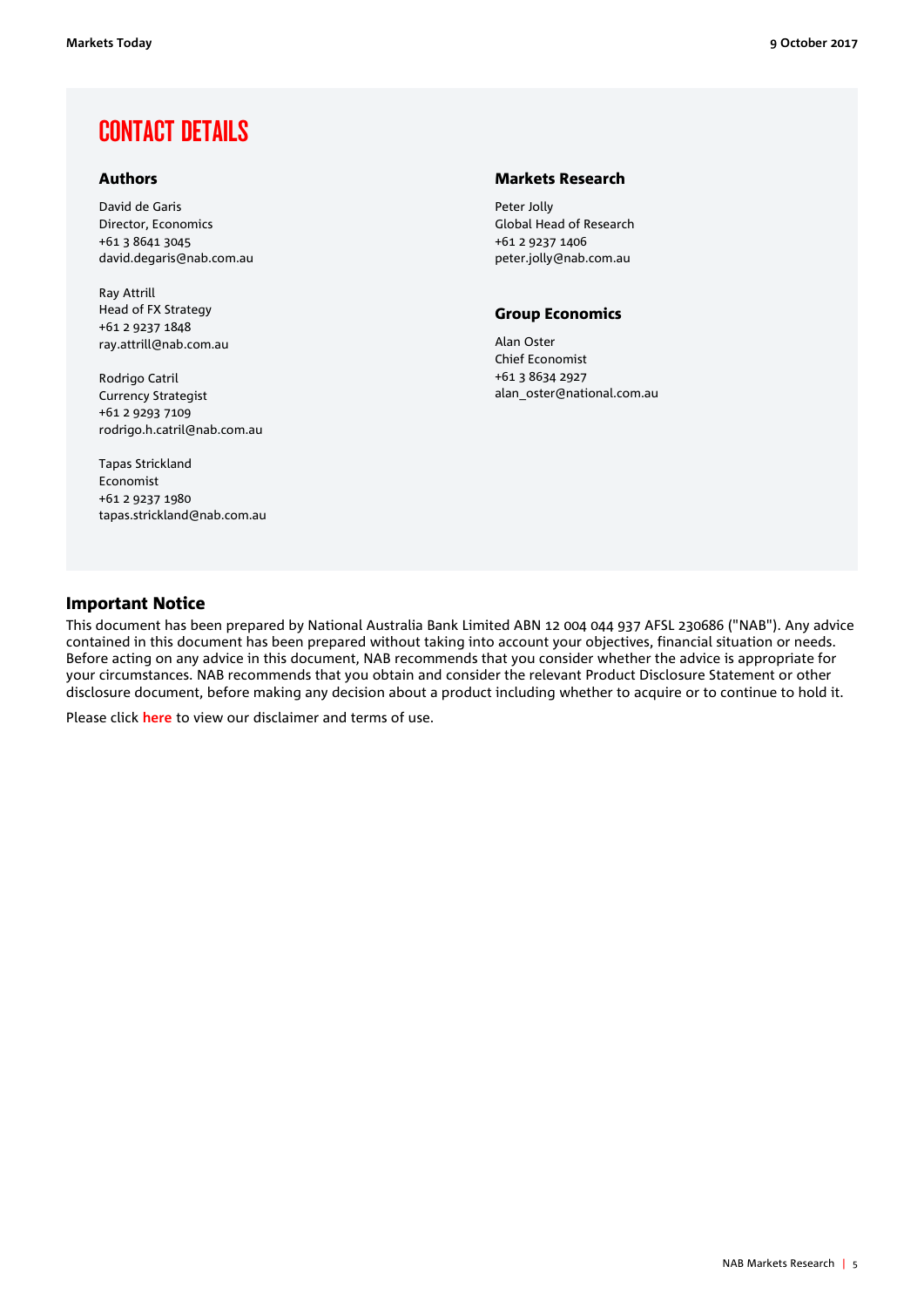# CONTACT DETAILS

## Authors

David de Garis
Director, Economics
+61 3 8641 3045
david.degaris@nab.com.au

Ray Attrill
Head of FX Strategy
+61 2 9237 1848
ray.attrill@nab.com.au

Rodrigo Catril
Currency Strategist
+61 2 9293 7109
rodrigo.h.catril@nab.com.au

Tapas Strickland
Economist
+61 2 9237 1980
tapas.strickland@nab.com.au

## Markets Research

Peter Jolly
Global Head of Research
+61 2 9237 1406
peter.jolly@nab.com.au

## Group Economics

Alan Oster
Chief Economist
+61 3 8634 2927
alan_oster@national.com.au

## Important Notice

This document has been prepared by National Australia Bank Limited ABN 12 004 044 937 AFSL 230686 ("NAB"). Any advice contained in this document has been prepared without taking into account your objectives, financial situation or needs. Before acting on any advice in this document, NAB recommends that you consider whether the advice is appropriate for your circumstances. NAB recommends that you obtain and consider the relevant Product Disclosure Statement or other disclosure document, before making any decision about a product including whether to acquire or to continue to hold it.

Please click **here** to view our disclaimer and terms of use.